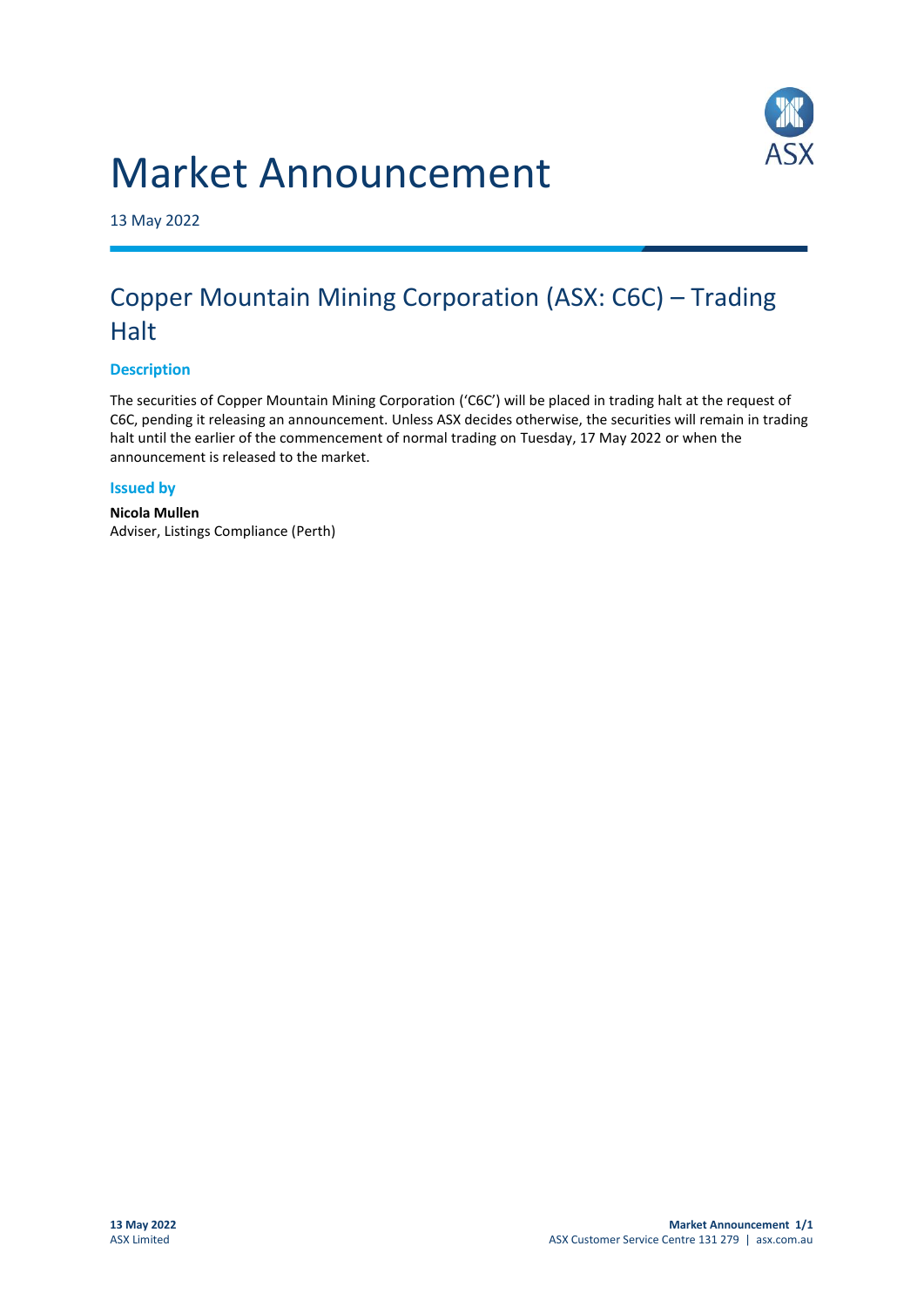# Market Announcement

13 May 2022

## Copper Mountain Mining Corporation (ASX: C6C) – Trading Halt

### Description

The securities of Copper Mountain Mining Corporation ('C6C') will be placed in trading halt at the request of C6C, pending it releasing an announcement. Unless ASX decides otherwise, the securities will remain in trading halt until the earlier of the commencement of normal trading on Tuesday, 17 May 2022 or when the announcement is released to the market.

### Issued by

**Nicola Mullen**
Adviser, Listings Compliance (Perth)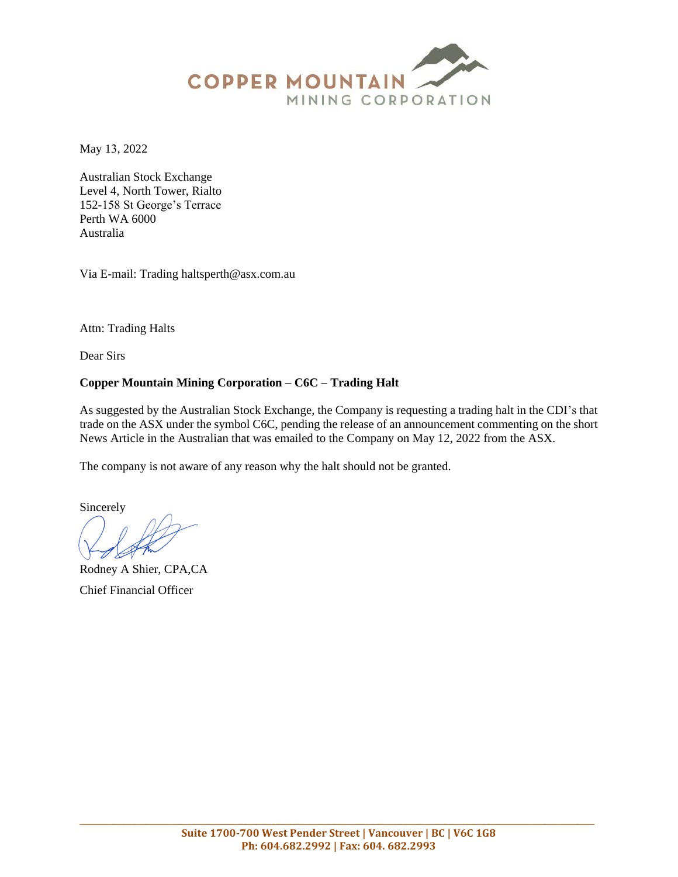COPPER MOUNTAIN
MINING CORPORATION

May 13, 2022

Australian Stock Exchange
Level 4, North Tower, Rialto
152-158 St George's Terrace
Perth WA 6000
Australia

Via E-mail: Trading haltsperth@asx.com.au

Attn: Trading Halts

Dear Sirs

**Copper Mountain Mining Corporation – C6C – Trading Halt**

As suggested by the Australian Stock Exchange, the Company is requesting a trading halt in the CDI's that trade on the ASX under the symbol C6C, pending the release of an announcement commenting on the short News Article in the Australian that was emailed to the Company on May 12, 2022 from the ASX.

The company is not aware of any reason why the halt should not be granted.

Sincerely

Rodney A Shier, CPA,CA
Chief Financial Officer

**Suite 1700-700 West Pender Street | Vancouver | BC | V6C 1G8**
**Ph: 604.682.2992 | Fax: 604. 682.2993**